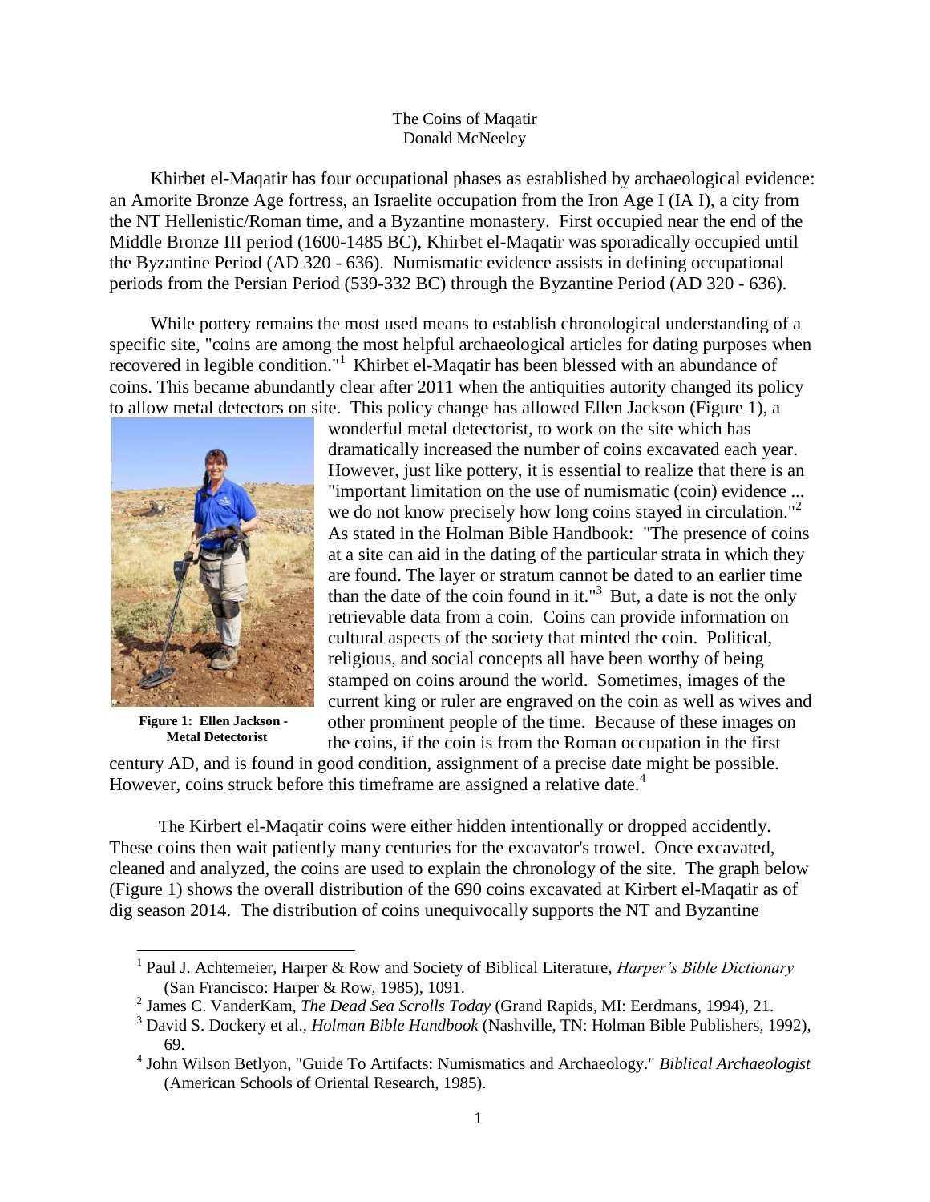The Coins of Maqatir
Donald McNeeley

Khirbet el-Maqatir has four occupational phases as established by archaeological evidence: an Amorite Bronze Age fortress, an Israelite occupation from the Iron Age I (IA I), a city from the NT Hellenistic/Roman time, and a Byzantine monastery. First occupied near the end of the Middle Bronze III period (1600-1485 BC), Khirbet el-Maqatir was sporadically occupied until the Byzantine Period (AD 320 - 636). Numismatic evidence assists in defining occupational periods from the Persian Period (539-332 BC) through the Byzantine Period (AD 320 - 636).

While pottery remains the most used means to establish chronological understanding of a specific site, "coins are among the most helpful archaeological articles for dating purposes when recovered in legible condition."[1] Khirbet el-Maqatir has been blessed with an abundance of coins. This became abundantly clear after 2011 when the antiquities autority changed its policy to allow metal detectors on site. This policy change has allowed Ellen Jackson (Figure 1), a wonderful metal detectorist, to work on the site which has dramatically increased the number of coins excavated each year. However, just like pottery, it is essential to realize that there is an "important limitation on the use of numismatic (coin) evidence ... we do not know precisely how long coins stayed in circulation."[2] As stated in the Holman Bible Handbook: "The presence of coins at a site can aid in the dating of the particular strata in which they are found. The layer or stratum cannot be dated to an earlier time than the date of the coin found in it."[3] But, a date is not the only retrievable data from a coin. Coins can provide information on cultural aspects of the society that minted the coin. Political, religious, and social concepts all have been worthy of being stamped on coins around the world. Sometimes, images of the current king or ruler are engraved on the coin as well as wives and other prominent people of the time. Because of these images on the coins, if the coin is from the Roman occupation in the first century AD, and is found in good condition, assignment of a precise date might be possible. However, coins struck before this timeframe are assigned a relative date.[4]

**Figure 1: Ellen Jackson - Metal Detectorist**

The Kirbert el-Maqatir coins were either hidden intentionally or dropped accidently. These coins then wait patiently many centuries for the excavator's trowel. Once excavated, cleaned and analyzed, the coins are used to explain the chronology of the site. The graph below (Figure 1) shows the overall distribution of the 690 coins excavated at Kirbert el-Maqatir as of dig season 2014. The distribution of coins unequivocally supports the NT and Byzantine

---

[1] Paul J. Achtemeier, Harper & Row and Society of Biblical Literature, *Harper's Bible Dictionary* (San Francisco: Harper & Row, 1985), 1091.

[2] James C. VanderKam, *The Dead Sea Scrolls Today* (Grand Rapids, MI: Eerdmans, 1994), 21.

[3] David S. Dockery et al., *Holman Bible Handbook* (Nashville, TN: Holman Bible Publishers, 1992), 69.

[4] John Wilson Betlyon, "Guide To Artifacts: Numismatics and Archaeology." *Biblical Archaeologist* (American Schools of Oriental Research, 1985).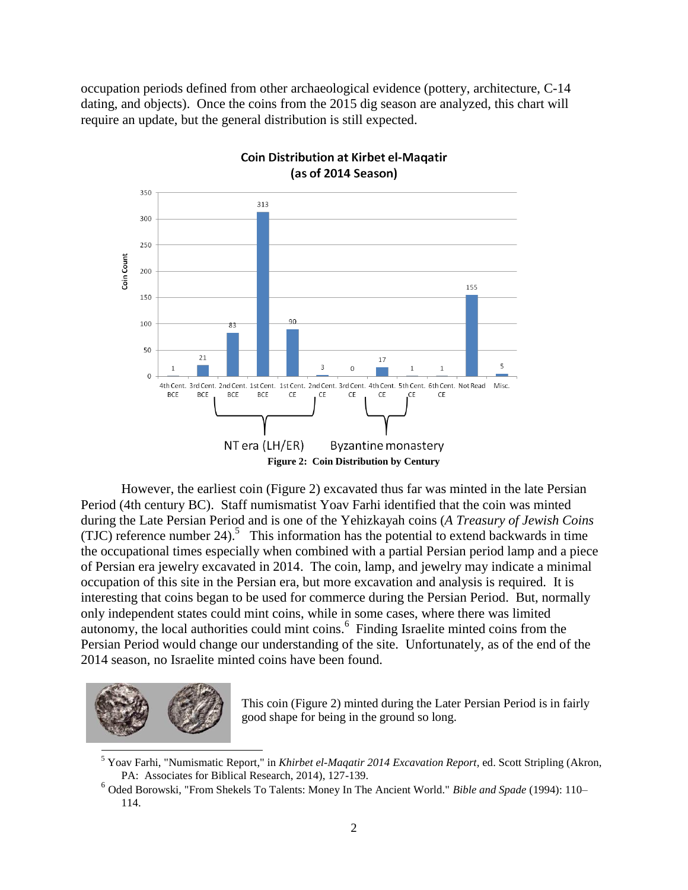occupation periods defined from other archaeological evidence (pottery, architecture, C-14 dating, and objects). Once the coins from the 2015 dig season are analyzed, this chart will require an update, but the general distribution is still expected.

**Coin Distribution at Kirbet el-Maqatir (as of 2014 Season)**

| Century | Coin Count |
|---|---|
| 4th Cent. BCE | 1 |
| 3rd Cent. BCE | 21 |
| 2nd Cent. BCE | 83 |
| 1st Cent. BCE | 313 |
| 1st Cent. CE | 90 |
| 2nd Cent. CE | 3 |
| 3rd Cent. CE | 0 |
| 4th Cent. CE | 17 |
| 5th Cent. CE | 1 |
| 6th Cent. CE | 1 |
| Not Read | 155 |
| Misc. | 5 |

NT era (LH/ER) — 2nd Cent. BCE to 1st Cent. CE; Byzantine monastery — 4th Cent. CE to 5th Cent. CE

**Figure 2: Coin Distribution by Century**

However, the earliest coin (Figure 2) excavated thus far was minted in the late Persian Period (4th century BC). Staff numismatist Yoav Farhi identified that the coin was minted during the Late Persian Period and is one of the Yehizkayah coins (*A Treasury of Jewish Coins* (TJC) reference number 24).[5] This information has the potential to extend backwards in time the occupational times especially when combined with a partial Persian period lamp and a piece of Persian era jewelry excavated in 2014. The coin, lamp, and jewelry may indicate a minimal occupation of this site in the Persian era, but more excavation and analysis is required. It is interesting that coins began to be used for commerce during the Persian Period. But, normally only independent states could mint coins, while in some cases, where there was limited autonomy, the local authorities could mint coins.[6] Finding Israelite minted coins from the Persian Period would change our understanding of the site. Unfortunately, as of the end of the 2014 season, no Israelite minted coins have been found.

This coin (Figure 2) minted during the Later Persian Period is in fairly good shape for being in the ground so long.

[5] Yoav Farhi, "Numismatic Report," in *Khirbet el-Maqatir 2014 Excavation Report,* ed. Scott Stripling (Akron, PA: Associates for Biblical Research, 2014), 127-139.

[6] Oded Borowski, "From Shekels To Talents: Money In The Ancient World." *Bible and Spade* (1994): 110–114.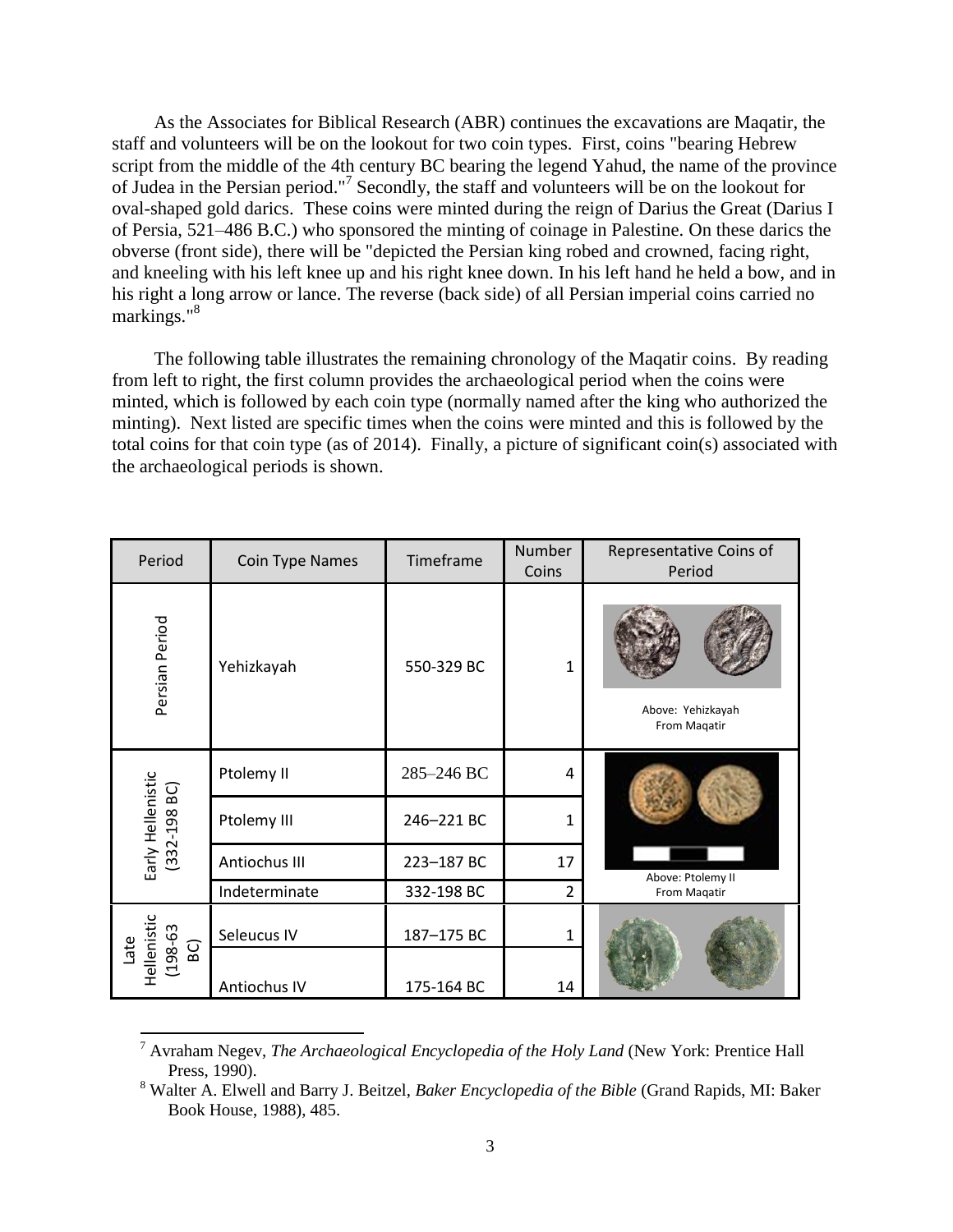As the Associates for Biblical Research (ABR) continues the excavations are Maqatir, the staff and volunteers will be on the lookout for two coin types. First, coins "bearing Hebrew script from the middle of the 4th century BC bearing the legend Yahud, the name of the province of Judea in the Persian period."[7] Secondly, the staff and volunteers will be on the lookout for oval-shaped gold darics. These coins were minted during the reign of Darius the Great (Darius I of Persia, 521–486 B.C.) who sponsored the minting of coinage in Palestine. On these darics the obverse (front side), there will be "depicted the Persian king robed and crowned, facing right, and kneeling with his left knee up and his right knee down. In his left hand he held a bow, and in his right a long arrow or lance. The reverse (back side) of all Persian imperial coins carried no markings."[8]

The following table illustrates the remaining chronology of the Maqatir coins. By reading from left to right, the first column provides the archaeological period when the coins were minted, which is followed by each coin type (normally named after the king who authorized the minting). Next listed are specific times when the coins were minted and this is followed by the total coins for that coin type (as of 2014). Finally, a picture of significant coin(s) associated with the archaeological periods is shown.

| Period | Coin Type Names | Timeframe | Number Coins | Representative Coins of Period |
|---|---|---|---|---|
| Persian Period | Yehizkayah | 550-329 BC | 1 | Above: Yehizkayah From Maqatir |
| Early Hellenistic (332-198 BC) | Ptolemy II | 285–246 BC | 4 | Above: Ptolemy II From Maqatir |
| | Ptolemy III | 246–221 BC | 1 | |
| | Antiochus III | 223–187 BC | 17 | |
| | Indeterminate | 332-198 BC | 2 | |
| Late Hellenistic (198-63 BC) | Seleucus IV | 187–175 BC | 1 | |
| | Antiochus IV | 175-164 BC | 14 | |

---

[7] Avraham Negev, *The Archaeological Encyclopedia of the Holy Land* (New York: Prentice Hall Press, 1990).

[8] Walter A. Elwell and Barry J. Beitzel, *Baker Encyclopedia of the Bible* (Grand Rapids, MI: Baker Book House, 1988), 485.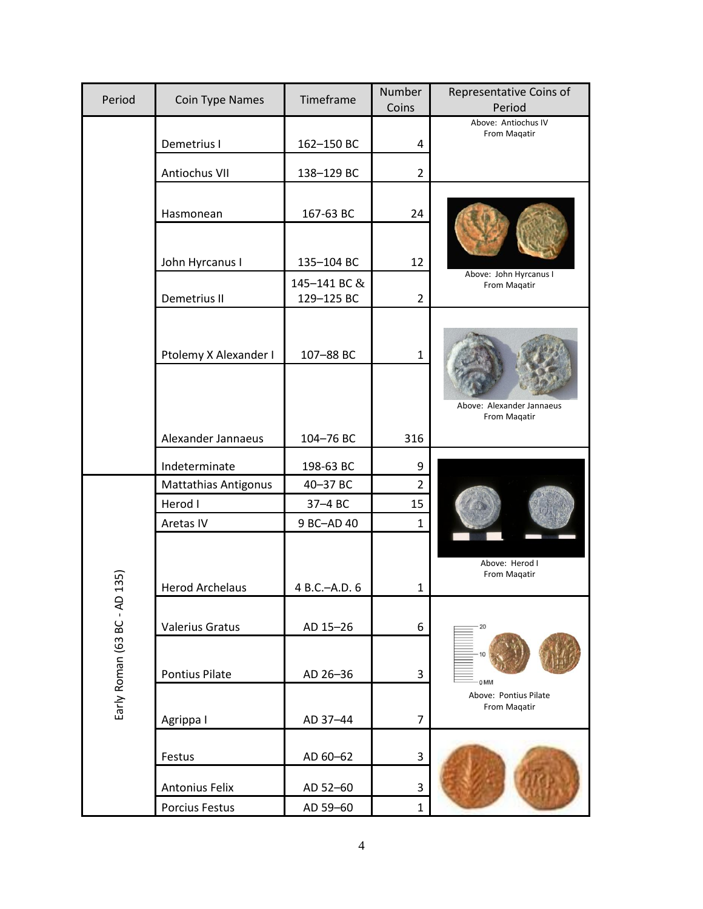| Period | Coin Type Names | Timeframe | Number Coins | Representative Coins of Period |
|---|---|---|---|---|
| | Demetrius I | 162–150 BC | 4 | Above: Antiochus IV From Maqatir |
| | Antiochus VII | 138–129 BC | 2 | |
| | Hasmonean | 167-63 BC | 24 | Above: John Hyrcanus I From Maqatir |
| | John Hyrcanus I | 135–104 BC | 12 | |
| | Demetrius II | 145–141 BC & 129–125 BC | 2 | |
| | Ptolemy X Alexander I | 107–88 BC | 1 | Above: Alexander Jannaeus From Maqatir |
| | Alexander Jannaeus | 104–76 BC | 316 | |
| | Indeterminate | 198-63 BC | 9 | Above: Herod I From Maqatir |
| Early Roman (63 BC - AD 135) | Mattathias Antigonus | 40–37 BC | 2 | |
| | Herod I | 37–4 BC | 15 | |
| | Aretas IV | 9 BC–AD 40 | 1 | |
| | Herod Archelaus | 4 B.C.–A.D. 6 | 1 | |
| | Valerius Gratus | AD 15–26 | 6 | Above: Pontius Pilate From Maqatir |
| | Pontius Pilate | AD 26–36 | 3 | |
| | Agrippa I | AD 37–44 | 7 | |
| | Festus | AD 60–62 | 3 | |
| | Antonius Felix | AD 52–60 | 3 | |
| | Porcius Festus | AD 59–60 | 1 | |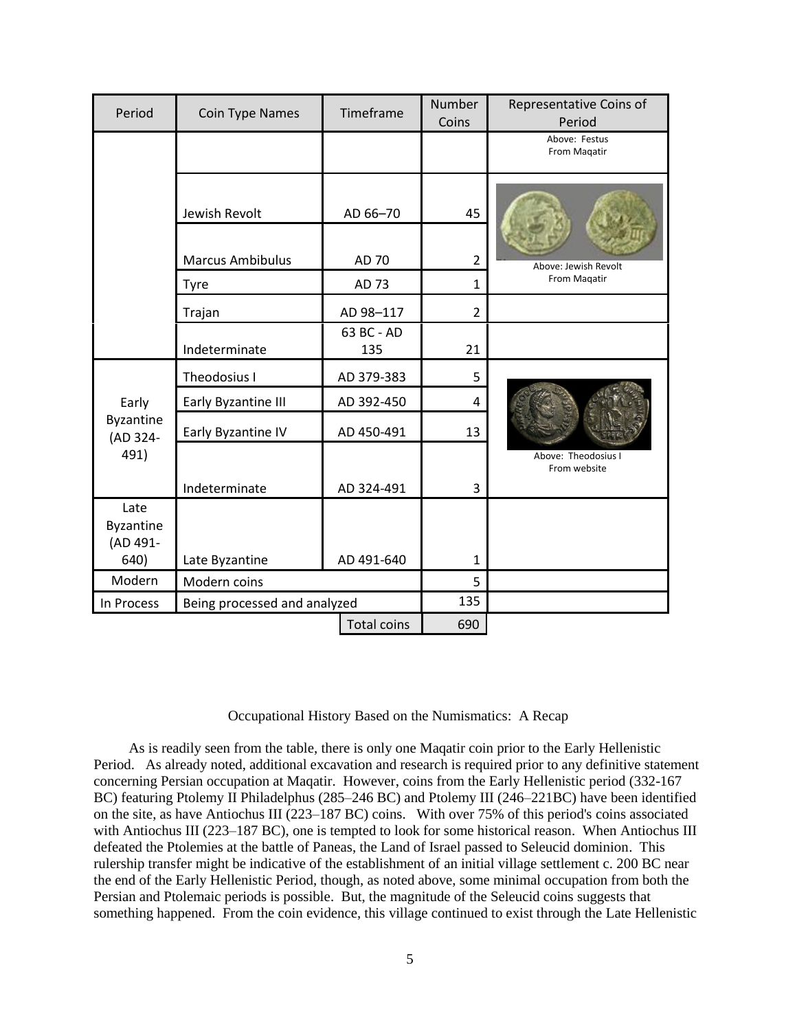| Period | Coin Type Names | Timeframe | Number Coins | Representative Coins of Period |
|---|---|---|---|---|
| | | | | Above: Festus From Maqatir |
| | Jewish Revolt | AD 66–70 | 45 | |
| | Marcus Ambibulus | AD 70 | 2 | Above: Jewish Revolt From Maqatir |
| | Tyre | AD 73 | 1 | |
| | Trajan | AD 98–117 | 2 | |
| | Indeterminate | 63 BC - AD 135 | 21 | |
| Early Byzantine (AD 324-491) | Theodosius I | AD 379-383 | 5 | |
| | Early Byzantine III | AD 392-450 | 4 | |
| | Early Byzantine IV | AD 450-491 | 13 | |
| | Indeterminate | AD 324-491 | 3 | Above: Theodosius I From website |
| Late Byzantine (AD 491-640) | Late Byzantine | AD 491-640 | 1 | |
| Modern | Modern coins | | 5 | |
| In Process | Being processed and analyzed | | 135 | |
| | | Total coins | 690 | |

Occupational History Based on the Numismatics: A Recap

As is readily seen from the table, there is only one Maqatir coin prior to the Early Hellenistic Period. As already noted, additional excavation and research is required prior to any definitive statement concerning Persian occupation at Maqatir. However, coins from the Early Hellenistic period (332-167 BC) featuring Ptolemy II Philadelphus (285–246 BC) and Ptolemy III (246–221BC) have been identified on the site, as have Antiochus III (223–187 BC) coins. With over 75% of this period's coins associated with Antiochus III (223–187 BC), one is tempted to look for some historical reason. When Antiochus III defeated the Ptolemies at the battle of Paneas, the Land of Israel passed to Seleucid dominion. This rulership transfer might be indicative of the establishment of an initial village settlement c. 200 BC near the end of the Early Hellenistic Period, though, as noted above, some minimal occupation from both the Persian and Ptolemaic periods is possible. But, the magnitude of the Seleucid coins suggests that something happened. From the coin evidence, this village continued to exist through the Late Hellenistic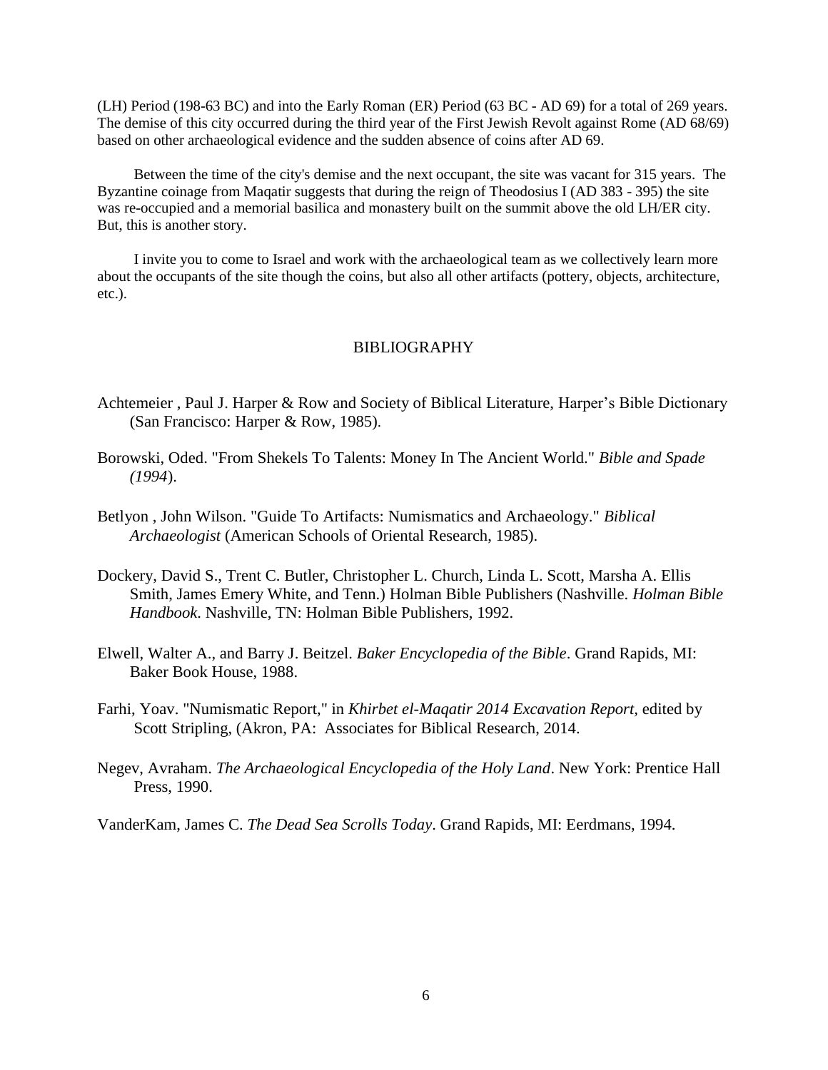(LH) Period (198-63 BC) and into the Early Roman (ER) Period (63 BC - AD 69) for a total of 269 years. The demise of this city occurred during the third year of the First Jewish Revolt against Rome (AD 68/69) based on other archaeological evidence and the sudden absence of coins after AD 69.

Between the time of the city's demise and the next occupant, the site was vacant for 315 years. The Byzantine coinage from Maqatir suggests that during the reign of Theodosius I (AD 383 - 395) the site was re-occupied and a memorial basilica and monastery built on the summit above the old LH/ER city. But, this is another story.

I invite you to come to Israel and work with the archaeological team as we collectively learn more about the occupants of the site though the coins, but also all other artifacts (pottery, objects, architecture, etc.).

## BIBLIOGRAPHY

Achtemeier , Paul J. Harper & Row and Society of Biblical Literature, Harper's Bible Dictionary (San Francisco: Harper & Row, 1985).

Borowski, Oded. "From Shekels To Talents: Money In The Ancient World." *Bible and Spade (1994*).

Betlyon , John Wilson. "Guide To Artifacts: Numismatics and Archaeology." *Biblical Archaeologist* (American Schools of Oriental Research, 1985).

Dockery, David S., Trent C. Butler, Christopher L. Church, Linda L. Scott, Marsha A. Ellis Smith, James Emery White, and Tenn.) Holman Bible Publishers (Nashville. *Holman Bible Handbook*. Nashville, TN: Holman Bible Publishers, 1992.

Elwell, Walter A., and Barry J. Beitzel. *Baker Encyclopedia of the Bible*. Grand Rapids, MI: Baker Book House, 1988.

Farhi, Yoav. "Numismatic Report," in *Khirbet el-Maqatir 2014 Excavation Report,* edited by Scott Stripling, (Akron, PA: Associates for Biblical Research, 2014.

Negev, Avraham. *The Archaeological Encyclopedia of the Holy Land*. New York: Prentice Hall Press, 1990.

VanderKam, James C. *The Dead Sea Scrolls Today*. Grand Rapids, MI: Eerdmans, 1994.